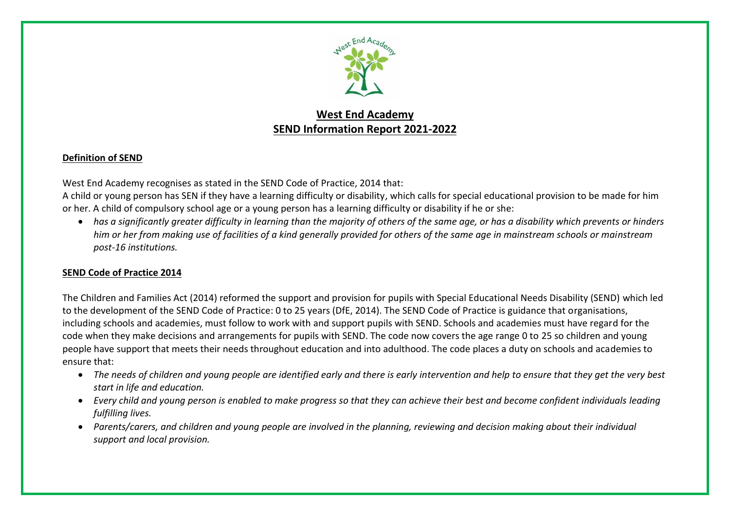# West End Academy
## SEND Information Report 2021-2022

### Definition of SEND

West End Academy recognises as stated in the SEND Code of Practice, 2014 that:
A child or young person has SEN if they have a learning difficulty or disability, which calls for special educational provision to be made for him or her. A child of compulsory school age or a young person has a learning difficulty or disability if he or she:

- *has a significantly greater difficulty in learning than the majority of others of the same age, or has a disability which prevents or hinders him or her from making use of facilities of a kind generally provided for others of the same age in mainstream schools or mainstream post-16 institutions.*

### SEND Code of Practice 2014

The Children and Families Act (2014) reformed the support and provision for pupils with Special Educational Needs Disability (SEND) which led to the development of the SEND Code of Practice: 0 to 25 years (DfE, 2014). The SEND Code of Practice is guidance that organisations, including schools and academies, must follow to work with and support pupils with SEND. Schools and academies must have regard for the code when they make decisions and arrangements for pupils with SEND. The code now covers the age range 0 to 25 so children and young people have support that meets their needs throughout education and into adulthood. The code places a duty on schools and academies to ensure that:

- *The needs of children and young people are identified early and there is early intervention and help to ensure that they get the very best start in life and education.*
- *Every child and young person is enabled to make progress so that they can achieve their best and become confident individuals leading fulfilling lives.*
- *Parents/carers, and children and young people are involved in the planning, reviewing and decision making about their individual support and local provision.*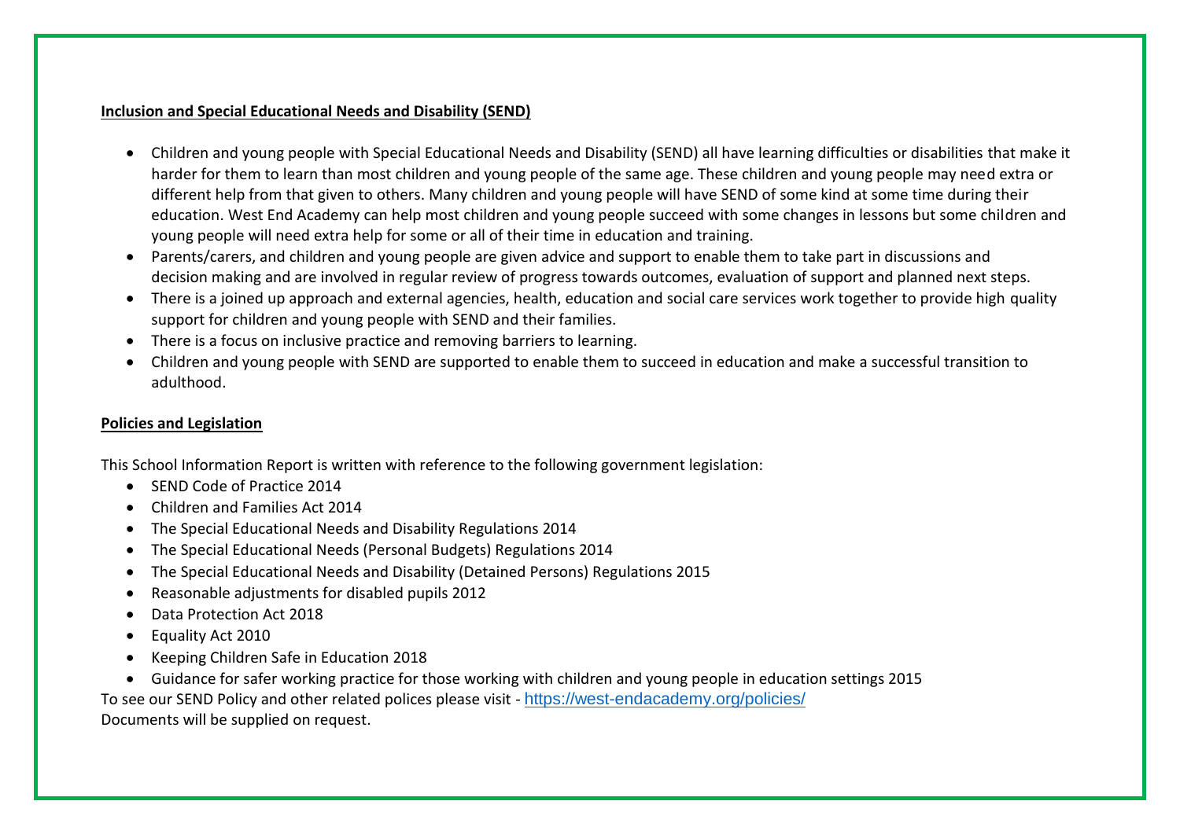**Inclusion and Special Educational Needs and Disability (SEND)**

- Children and young people with Special Educational Needs and Disability (SEND) all have learning difficulties or disabilities that make it harder for them to learn than most children and young people of the same age. These children and young people may need extra or different help from that given to others. Many children and young people will have SEND of some kind at some time during their education. West End Academy can help most children and young people succeed with some changes in lessons but some children and young people will need extra help for some or all of their time in education and training.
- Parents/carers, and children and young people are given advice and support to enable them to take part in discussions and decision making and are involved in regular review of progress towards outcomes, evaluation of support and planned next steps.
- There is a joined up approach and external agencies, health, education and social care services work together to provide high quality support for children and young people with SEND and their families.
- There is a focus on inclusive practice and removing barriers to learning.
- Children and young people with SEND are supported to enable them to succeed in education and make a successful transition to adulthood.

**Policies and Legislation**

This School Information Report is written with reference to the following government legislation:

- SEND Code of Practice 2014
- Children and Families Act 2014
- The Special Educational Needs and Disability Regulations 2014
- The Special Educational Needs (Personal Budgets) Regulations 2014
- The Special Educational Needs and Disability (Detained Persons) Regulations 2015
- Reasonable adjustments for disabled pupils 2012
- Data Protection Act 2018
- Equality Act 2010
- Keeping Children Safe in Education 2018
- Guidance for safer working practice for those working with children and young people in education settings 2015

To see our SEND Policy and other related polices please visit - https://west-endacademy.org/policies/
Documents will be supplied on request.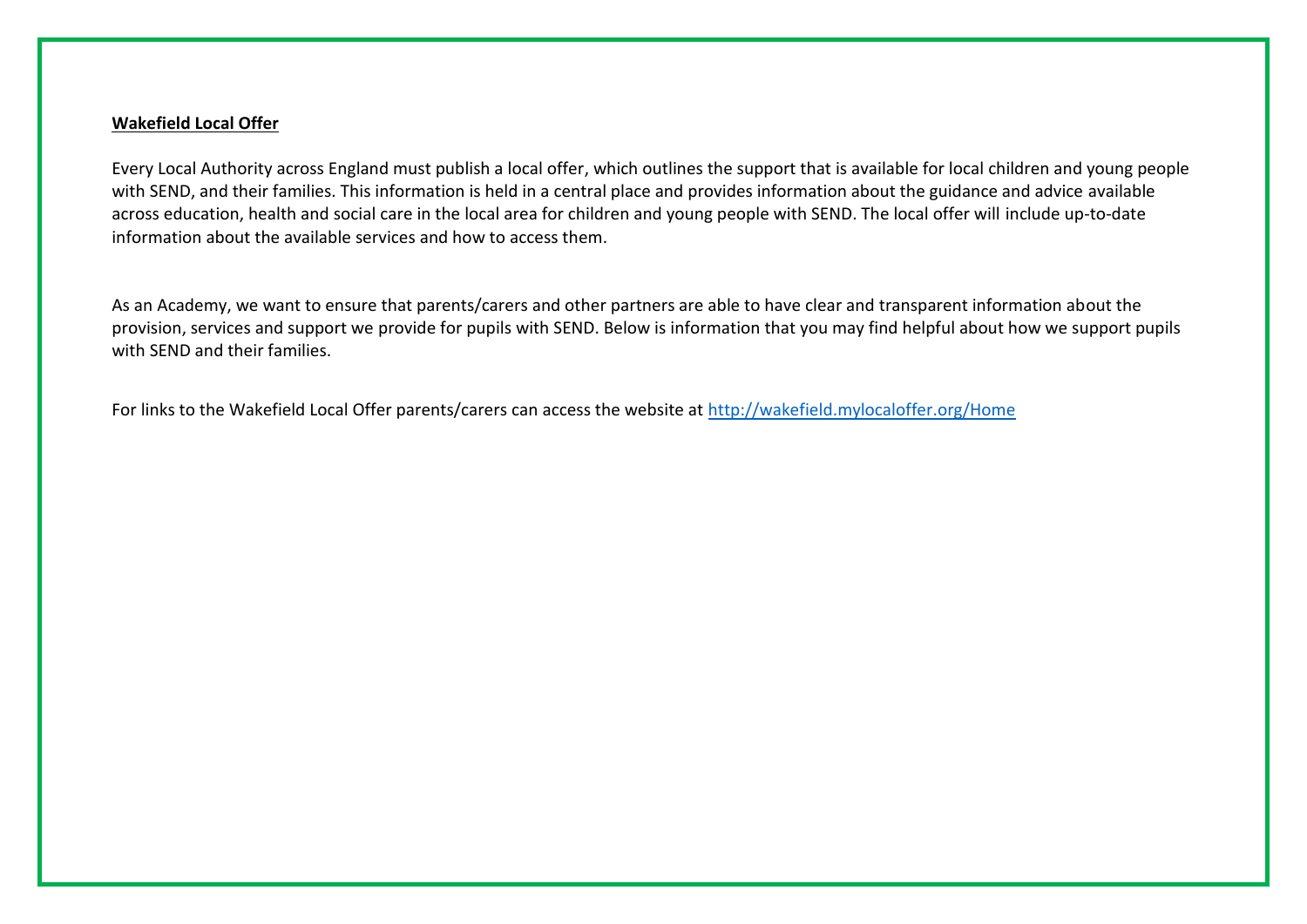**Wakefield Local Offer**

Every Local Authority across England must publish a local offer, which outlines the support that is available for local children and young people with SEND, and their families. This information is held in a central place and provides information about the guidance and advice available across education, health and social care in the local area for children and young people with SEND. The local offer will include up-to-date information about the available services and how to access them.

As an Academy, we want to ensure that parents/carers and other partners are able to have clear and transparent information about the provision, services and support we provide for pupils with SEND. Below is information that you may find helpful about how we support pupils with SEND and their families.

For links to the Wakefield Local Offer parents/carers can access the website at [http://wakefield.mylocaloffer.org/Home](http://wakefield.mylocaloffer.org/Home)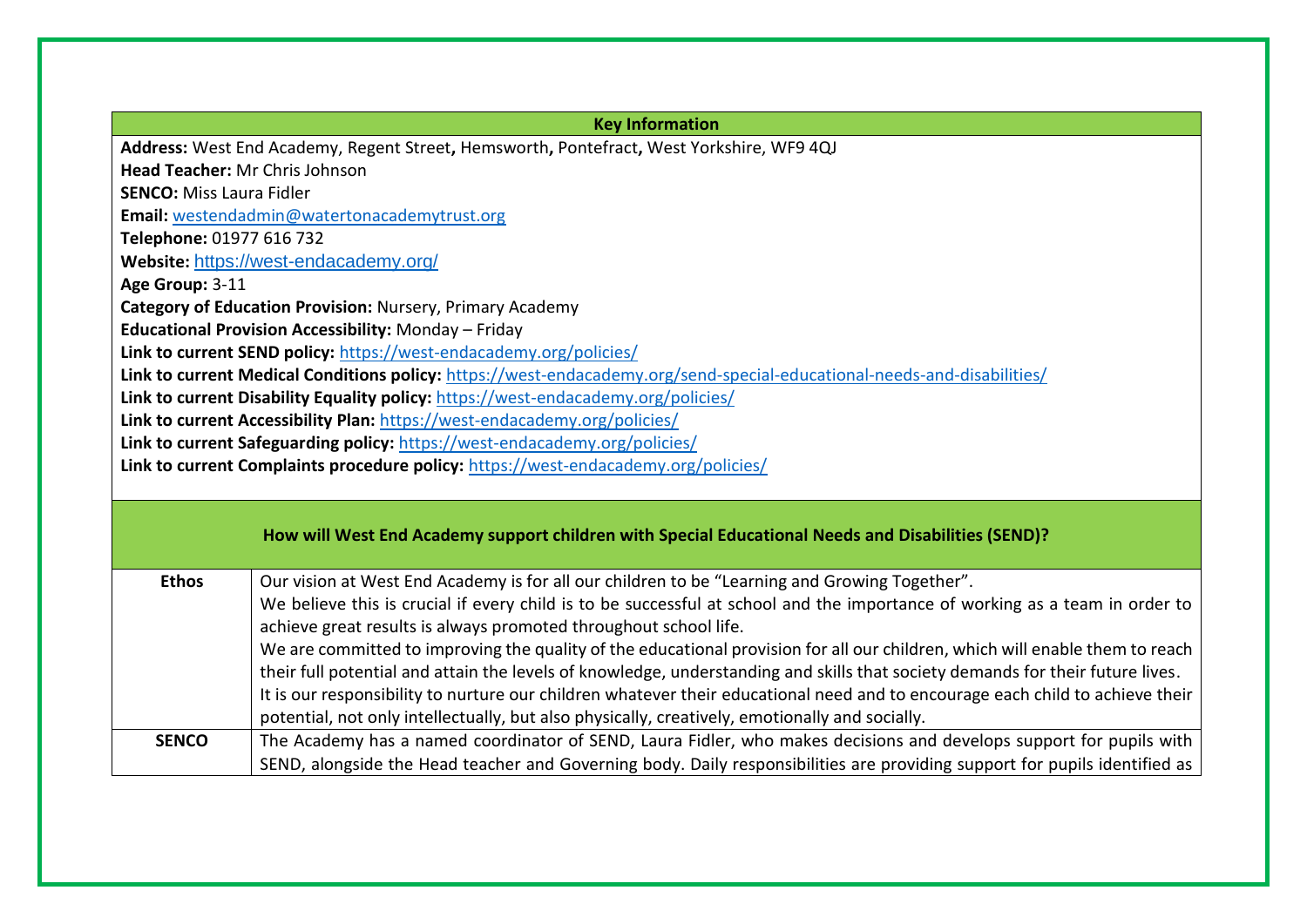## Key Information

**Address:** West End Academy, Regent Street**,** Hemsworth**,** Pontefract**,** West Yorkshire, WF9 4QJ
**Head Teacher:** Mr Chris Johnson
**SENCO:** Miss Laura Fidler
**Email:** westendadmin@watertonacademytrust.org
**Telephone:** 01977 616 732
**Website:** https://west-endacademy.org/
**Age Group:** 3-11
**Category of Education Provision:** Nursery, Primary Academy
**Educational Provision Accessibility:** Monday – Friday
**Link to current SEND policy:** https://west-endacademy.org/policies/
**Link to current Medical Conditions policy:** https://west-endacademy.org/send-special-educational-needs-and-disabilities/
**Link to current Disability Equality policy:** https://west-endacademy.org/policies/
**Link to current Accessibility Plan:** https://west-endacademy.org/policies/
**Link to current Safeguarding policy:** https://west-endacademy.org/policies/
**Link to current Complaints procedure policy:** https://west-endacademy.org/policies/

## How will West End Academy support children with Special Educational Needs and Disabilities (SEND)?

| | |
|---|---|
| **Ethos** | Our vision at West End Academy is for all our children to be "Learning and Growing Together".<br>We believe this is crucial if every child is to be successful at school and the importance of working as a team in order to achieve great results is always promoted throughout school life.<br>We are committed to improving the quality of the educational provision for all our children, which will enable them to reach their full potential and attain the levels of knowledge, understanding and skills that society demands for their future lives.<br>It is our responsibility to nurture our children whatever their educational need and to encourage each child to achieve their potential, not only intellectually, but also physically, creatively, emotionally and socially. |
| **SENCO** | The Academy has a named coordinator of SEND, Laura Fidler, who makes decisions and develops support for pupils with SEND, alongside the Head teacher and Governing body. Daily responsibilities are providing support for pupils identified as |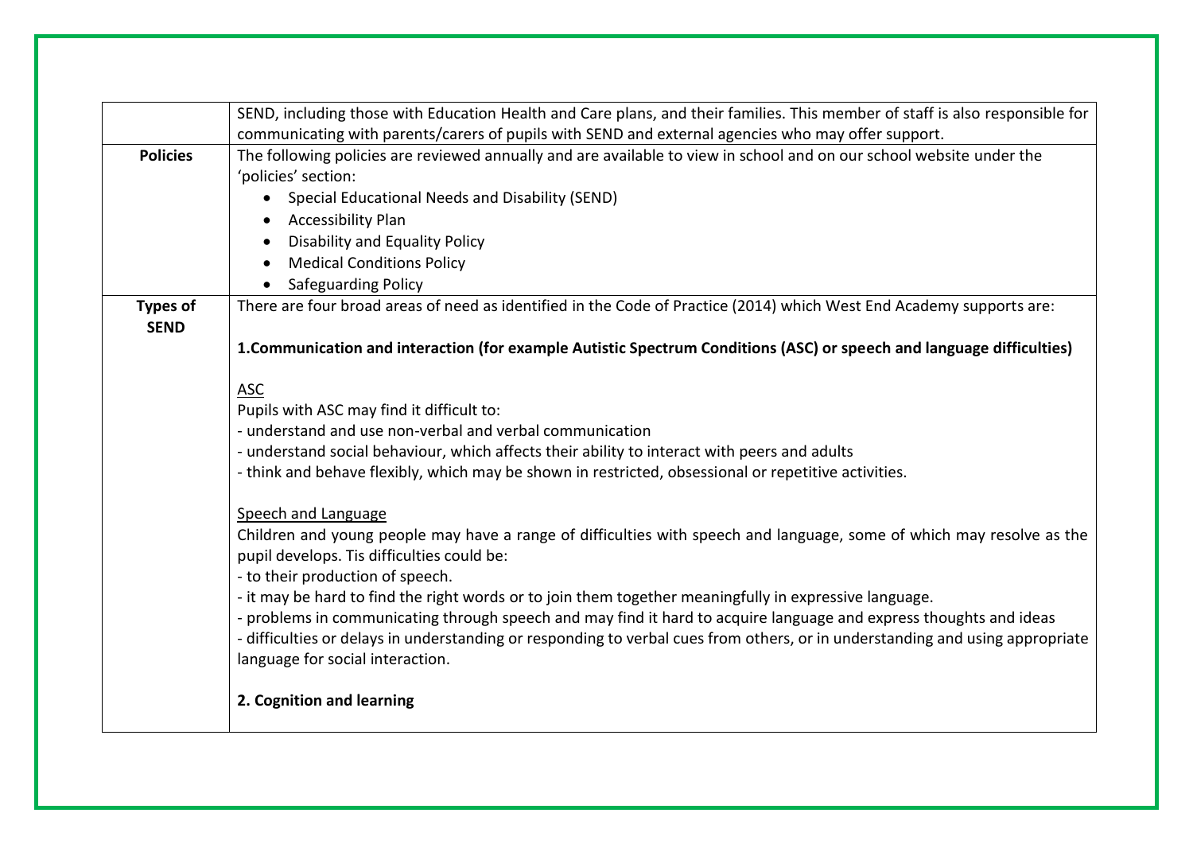|  |  |
| --- | --- |
|  | SEND, including those with Education Health and Care plans, and their families. This member of staff is also responsible for communicating with parents/carers of pupils with SEND and external agencies who may offer support. |
| **Policies** | The following policies are reviewed annually and are available to view in school and on our school website under the 'policies' section:<br>• Special Educational Needs and Disability (SEND)<br>• Accessibility Plan<br>• Disability and Equality Policy<br>• Medical Conditions Policy<br>• Safeguarding Policy |
| **Types of SEND** | There are four broad areas of need as identified in the Code of Practice (2014) which West End Academy supports are:<br><br>**1.Communication and interaction (for example Autistic Spectrum Conditions (ASC) or speech and language difficulties)**<br><br><u>ASC</u><br>Pupils with ASC may find it difficult to:<br>- understand and use non-verbal and verbal communication<br>- understand social behaviour, which affects their ability to interact with peers and adults<br>- think and behave flexibly, which may be shown in restricted, obsessional or repetitive activities.<br><br><u>Speech and Language</u><br>Children and young people may have a range of difficulties with speech and language, some of which may resolve as the pupil develops. Tis difficulties could be:<br>- to their production of speech.<br>- it may be hard to find the right words or to join them together meaningfully in expressive language.<br>- problems in communicating through speech and may find it hard to acquire language and express thoughts and ideas<br>- difficulties or delays in understanding or responding to verbal cues from others, or in understanding and using appropriate language for social interaction.<br><br>**2. Cognition and learning** |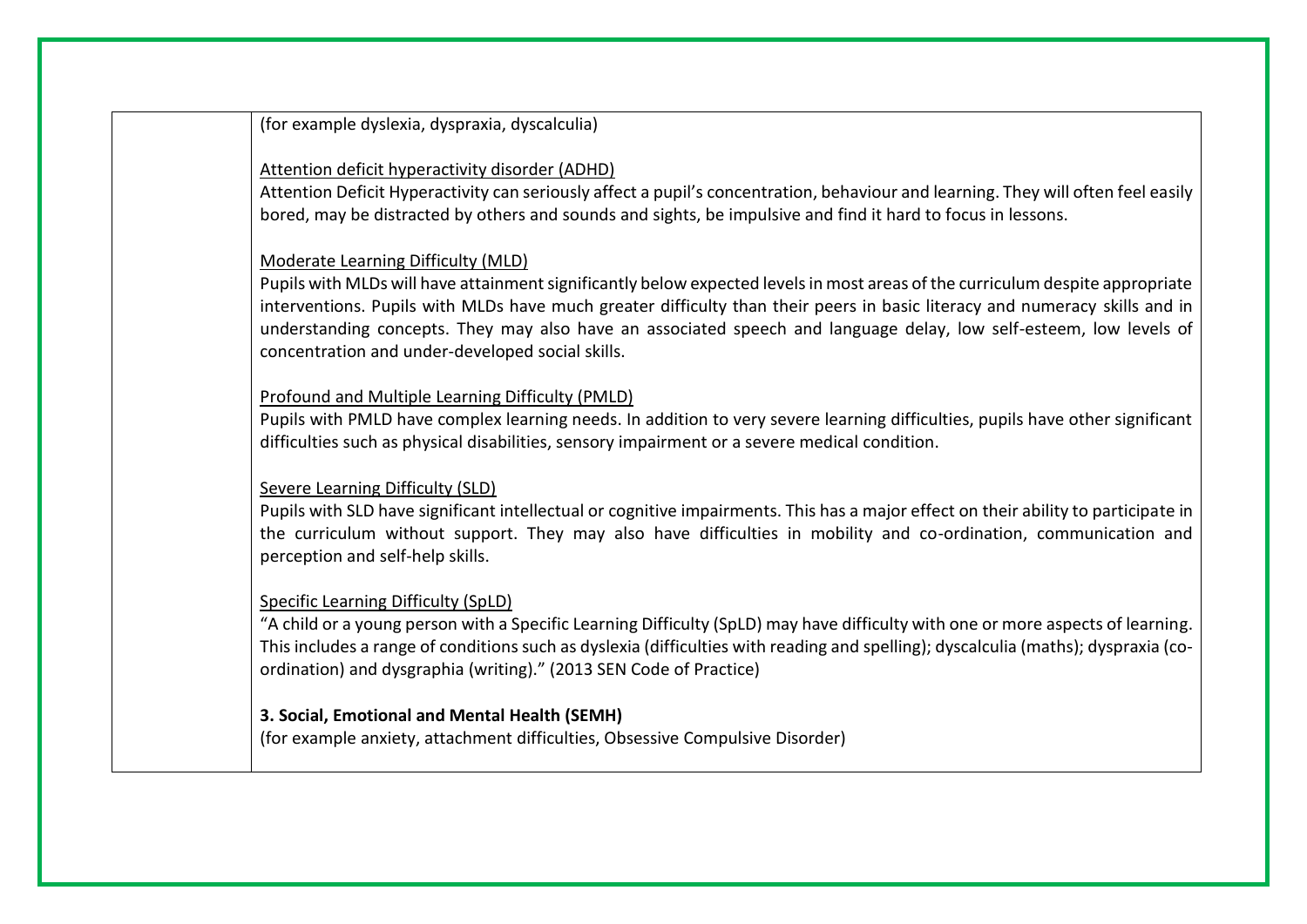| | (for example dyslexia, dyspraxia, dyscalculia)<br><br><u>Attention deficit hyperactivity disorder (ADHD)</u><br>Attention Deficit Hyperactivity can seriously affect a pupil's concentration, behaviour and learning. They will often feel easily bored, may be distracted by others and sounds and sights, be impulsive and find it hard to focus in lessons.<br><br><u>Moderate Learning Difficulty (MLD)</u><br>Pupils with MLDs will have attainment significantly below expected levels in most areas of the curriculum despite appropriate interventions. Pupils with MLDs have much greater difficulty than their peers in basic literacy and numeracy skills and in understanding concepts. They may also have an associated speech and language delay, low self-esteem, low levels of concentration and under-developed social skills.<br><br><u>Profound and Multiple Learning Difficulty (PMLD)</u><br>Pupils with PMLD have complex learning needs. In addition to very severe learning difficulties, pupils have other significant difficulties such as physical disabilities, sensory impairment or a severe medical condition.<br><br><u>Severe Learning Difficulty (SLD)</u><br>Pupils with SLD have significant intellectual or cognitive impairments. This has a major effect on their ability to participate in the curriculum without support. They may also have difficulties in mobility and co-ordination, communication and perception and self-help skills.<br><br><u>Specific Learning Difficulty (SpLD)</u><br>"A child or a young person with a Specific Learning Difficulty (SpLD) may have difficulty with one or more aspects of learning. This includes a range of conditions such as dyslexia (difficulties with reading and spelling); dyscalculia (maths); dyspraxia (co-ordination) and dysgraphia (writing)." (2013 SEN Code of Practice)<br><br>**3. Social, Emotional and Mental Health (SEMH)**<br>(for example anxiety, attachment difficulties, Obsessive Compulsive Disorder) |
|---|---|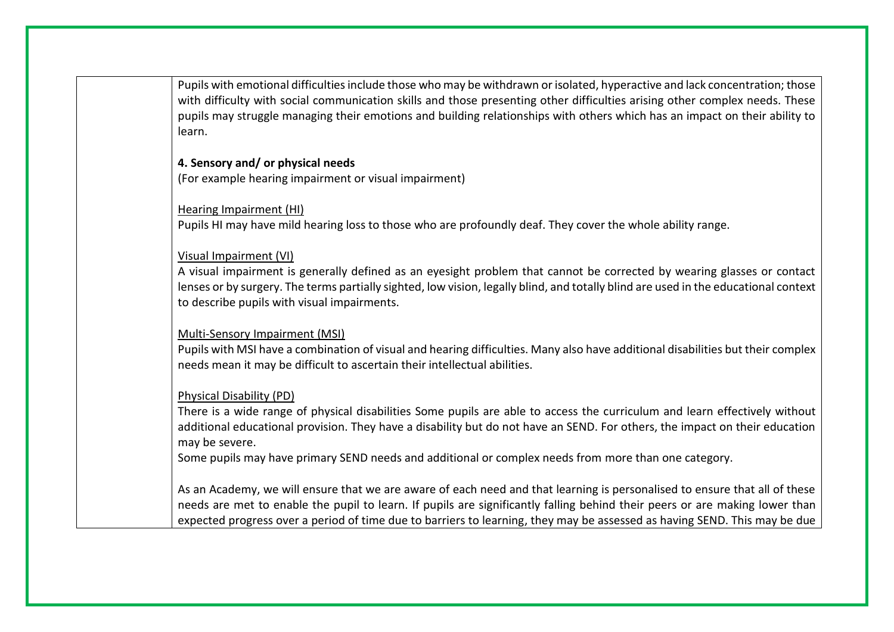Pupils with emotional difficulties include those who may be withdrawn or isolated, hyperactive and lack concentration; those with difficulty with social communication skills and those presenting other difficulties arising other complex needs. These pupils may struggle managing their emotions and building relationships with others which has an impact on their ability to learn.

**4. Sensory and/ or physical needs**
(For example hearing impairment or visual impairment)

Hearing Impairment (HI)
Pupils HI may have mild hearing loss to those who are profoundly deaf. They cover the whole ability range.

Visual Impairment (VI)
A visual impairment is generally defined as an eyesight problem that cannot be corrected by wearing glasses or contact lenses or by surgery. The terms partially sighted, low vision, legally blind, and totally blind are used in the educational context to describe pupils with visual impairments.

Multi-Sensory Impairment (MSI)
Pupils with MSI have a combination of visual and hearing difficulties. Many also have additional disabilities but their complex needs mean it may be difficult to ascertain their intellectual abilities.

Physical Disability (PD)
There is a wide range of physical disabilities Some pupils are able to access the curriculum and learn effectively without additional educational provision. They have a disability but do not have an SEND. For others, the impact on their education may be severe.
Some pupils may have primary SEND needs and additional or complex needs from more than one category.

As an Academy, we will ensure that we are aware of each need and that learning is personalised to ensure that all of these needs are met to enable the pupil to learn. If pupils are significantly falling behind their peers or are making lower than expected progress over a period of time due to barriers to learning, they may be assessed as having SEND. This may be due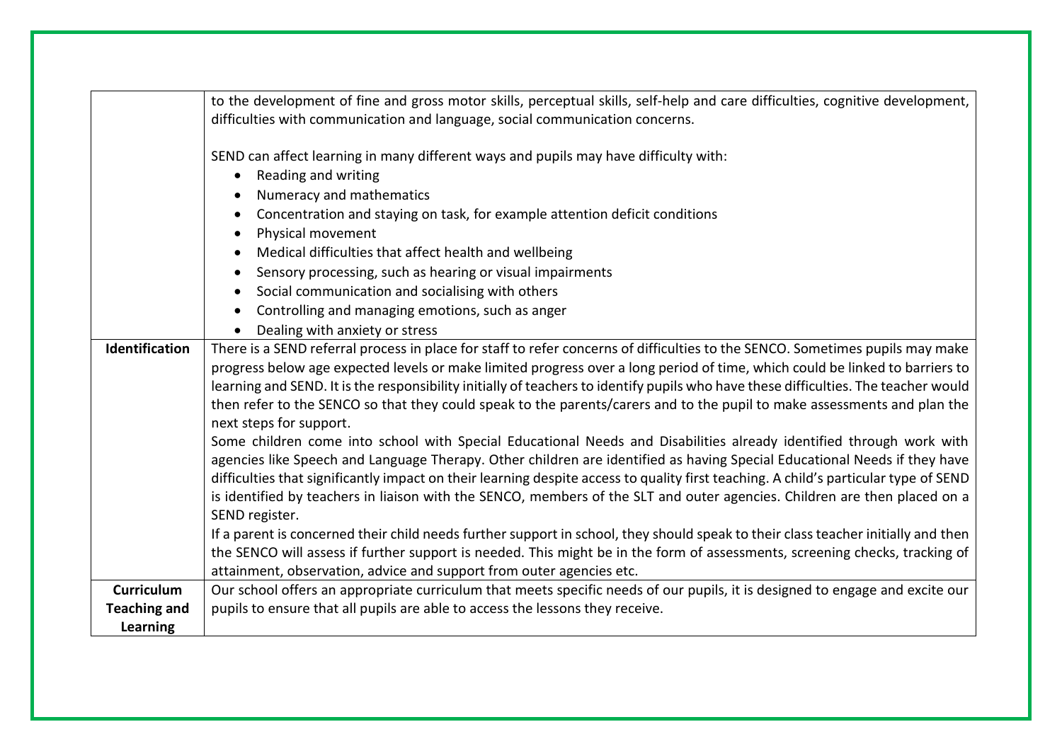| | |
|---|---|
| | to the development of fine and gross motor skills, perceptual skills, self-help and care difficulties, cognitive development, difficulties with communication and language, social communication concerns.<br><br>SEND can affect learning in many different ways and pupils may have difficulty with:<br>• Reading and writing<br>• Numeracy and mathematics<br>• Concentration and staying on task, for example attention deficit conditions<br>• Physical movement<br>• Medical difficulties that affect health and wellbeing<br>• Sensory processing, such as hearing or visual impairments<br>• Social communication and socialising with others<br>• Controlling and managing emotions, such as anger<br>• Dealing with anxiety or stress |
| **Identification** | There is a SEND referral process in place for staff to refer concerns of difficulties to the SENCO. Sometimes pupils may make progress below age expected levels or make limited progress over a long period of time, which could be linked to barriers to learning and SEND. It is the responsibility initially of teachers to identify pupils who have these difficulties. The teacher would then refer to the SENCO so that they could speak to the parents/carers and to the pupil to make assessments and plan the next steps for support.<br>Some children come into school with Special Educational Needs and Disabilities already identified through work with agencies like Speech and Language Therapy. Other children are identified as having Special Educational Needs if they have difficulties that significantly impact on their learning despite access to quality first teaching. A child's particular type of SEND is identified by teachers in liaison with the SENCO, members of the SLT and outer agencies. Children are then placed on a SEND register.<br>If a parent is concerned their child needs further support in school, they should speak to their class teacher initially and then the SENCO will assess if further support is needed. This might be in the form of assessments, screening checks, tracking of attainment, observation, advice and support from outer agencies etc. |
| **Curriculum Teaching and Learning** | Our school offers an appropriate curriculum that meets specific needs of our pupils, it is designed to engage and excite our pupils to ensure that all pupils are able to access the lessons they receive. |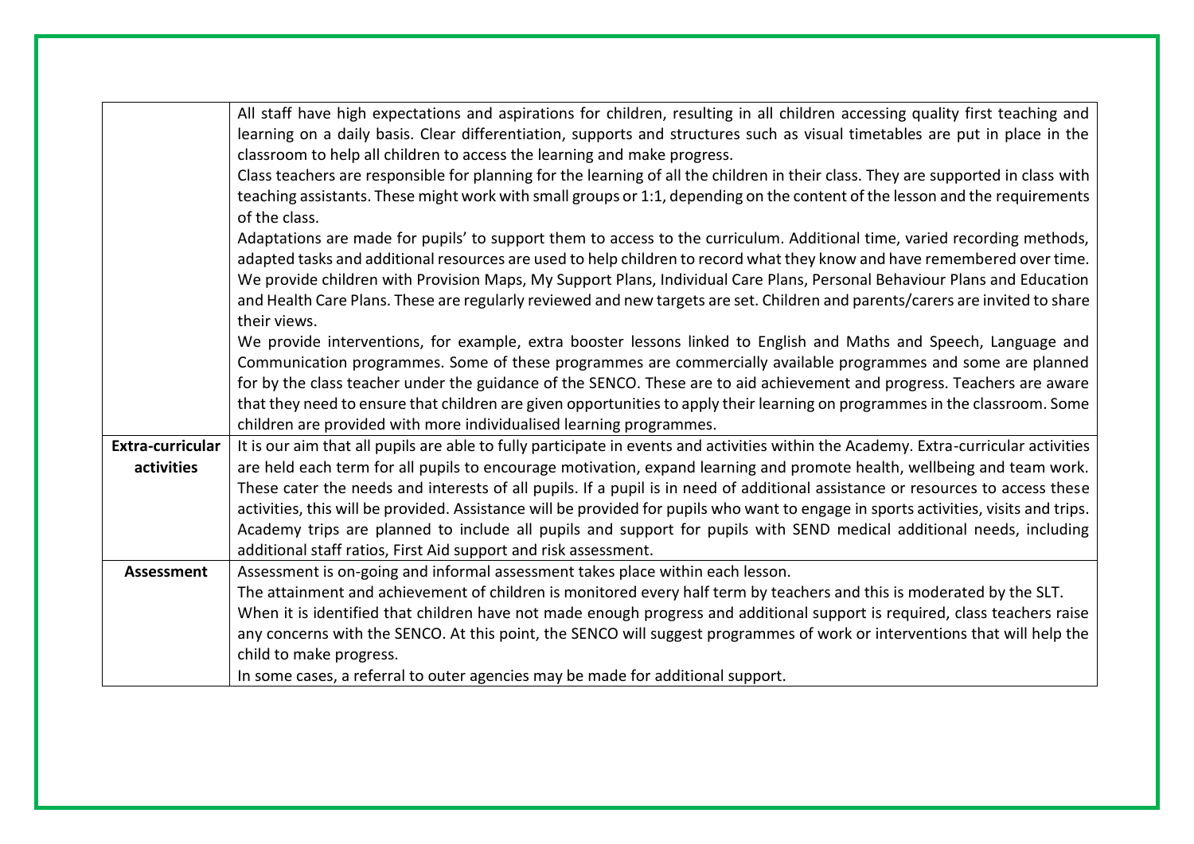| | |
|---|---|
| | All staff have high expectations and aspirations for children, resulting in all children accessing quality first teaching and learning on a daily basis. Clear differentiation, supports and structures such as visual timetables are put in place in the classroom to help all children to access the learning and make progress.<br>Class teachers are responsible for planning for the learning of all the children in their class. They are supported in class with teaching assistants. These might work with small groups or 1:1, depending on the content of the lesson and the requirements of the class.<br>Adaptations are made for pupils' to support them to access to the curriculum. Additional time, varied recording methods, adapted tasks and additional resources are used to help children to record what they know and have remembered over time.<br>We provide children with Provision Maps, My Support Plans, Individual Care Plans, Personal Behaviour Plans and Education and Health Care Plans. These are regularly reviewed and new targets are set. Children and parents/carers are invited to share their views.<br>We provide interventions, for example, extra booster lessons linked to English and Maths and Speech, Language and Communication programmes. Some of these programmes are commercially available programmes and some are planned for by the class teacher under the guidance of the SENCO. These are to aid achievement and progress. Teachers are aware that they need to ensure that children are given opportunities to apply their learning on programmes in the classroom. Some children are provided with more individualised learning programmes. |
| **Extra-curricular activities** | It is our aim that all pupils are able to fully participate in events and activities within the Academy. Extra-curricular activities are held each term for all pupils to encourage motivation, expand learning and promote health, wellbeing and team work. These cater the needs and interests of all pupils. If a pupil is in need of additional assistance or resources to access these activities, this will be provided. Assistance will be provided for pupils who want to engage in sports activities, visits and trips. Academy trips are planned to include all pupils and support for pupils with SEND medical additional needs, including additional staff ratios, First Aid support and risk assessment. |
| **Assessment** | Assessment is on-going and informal assessment takes place within each lesson.<br>The attainment and achievement of children is monitored every half term by teachers and this is moderated by the SLT.<br>When it is identified that children have not made enough progress and additional support is required, class teachers raise any concerns with the SENCO. At this point, the SENCO will suggest programmes of work or interventions that will help the child to make progress.<br>In some cases, a referral to outer agencies may be made for additional support. |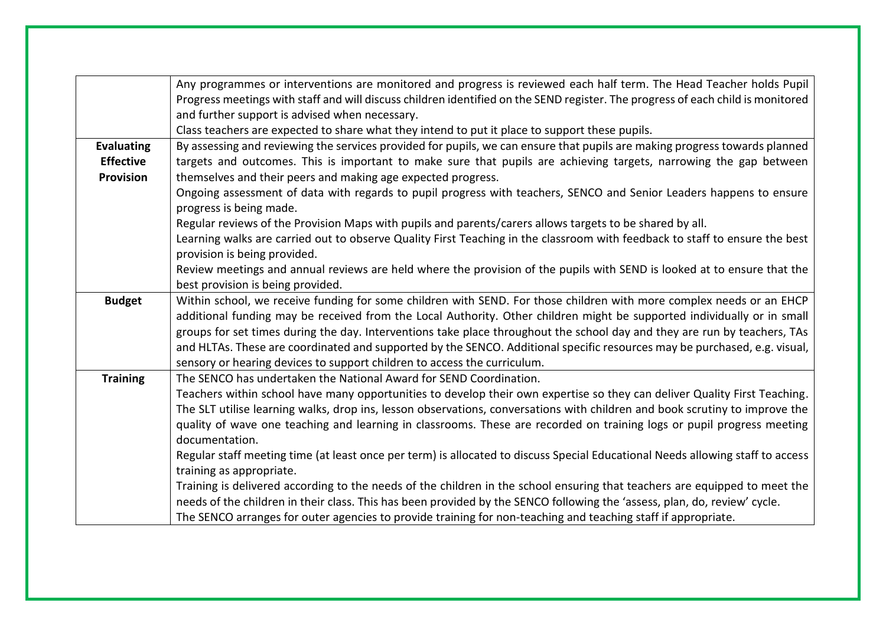| | |
|---|---|
| | Any programmes or interventions are monitored and progress is reviewed each half term. The Head Teacher holds Pupil Progress meetings with staff and will discuss children identified on the SEND register. The progress of each child is monitored and further support is advised when necessary.<br>Class teachers are expected to share what they intend to put it place to support these pupils. |
| **Evaluating Effective Provision** | By assessing and reviewing the services provided for pupils, we can ensure that pupils are making progress towards planned targets and outcomes. This is important to make sure that pupils are achieving targets, narrowing the gap between themselves and their peers and making age expected progress.<br>Ongoing assessment of data with regards to pupil progress with teachers, SENCO and Senior Leaders happens to ensure progress is being made.<br>Regular reviews of the Provision Maps with pupils and parents/carers allows targets to be shared by all.<br>Learning walks are carried out to observe Quality First Teaching in the classroom with feedback to staff to ensure the best provision is being provided.<br>Review meetings and annual reviews are held where the provision of the pupils with SEND is looked at to ensure that the best provision is being provided. |
| **Budget** | Within school, we receive funding for some children with SEND. For those children with more complex needs or an EHCP additional funding may be received from the Local Authority. Other children might be supported individually or in small groups for set times during the day. Interventions take place throughout the school day and they are run by teachers, TAs and HLTAs. These are coordinated and supported by the SENCO. Additional specific resources may be purchased, e.g. visual, sensory or hearing devices to support children to access the curriculum. |
| **Training** | The SENCO has undertaken the National Award for SEND Coordination.<br>Teachers within school have many opportunities to develop their own expertise so they can deliver Quality First Teaching. The SLT utilise learning walks, drop ins, lesson observations, conversations with children and book scrutiny to improve the quality of wave one teaching and learning in classrooms. These are recorded on training logs or pupil progress meeting documentation.<br>Regular staff meeting time (at least once per term) is allocated to discuss Special Educational Needs allowing staff to access training as appropriate.<br>Training is delivered according to the needs of the children in the school ensuring that teachers are equipped to meet the needs of the children in their class. This has been provided by the SENCO following the 'assess, plan, do, review' cycle.<br>The SENCO arranges for outer agencies to provide training for non-teaching and teaching staff if appropriate. |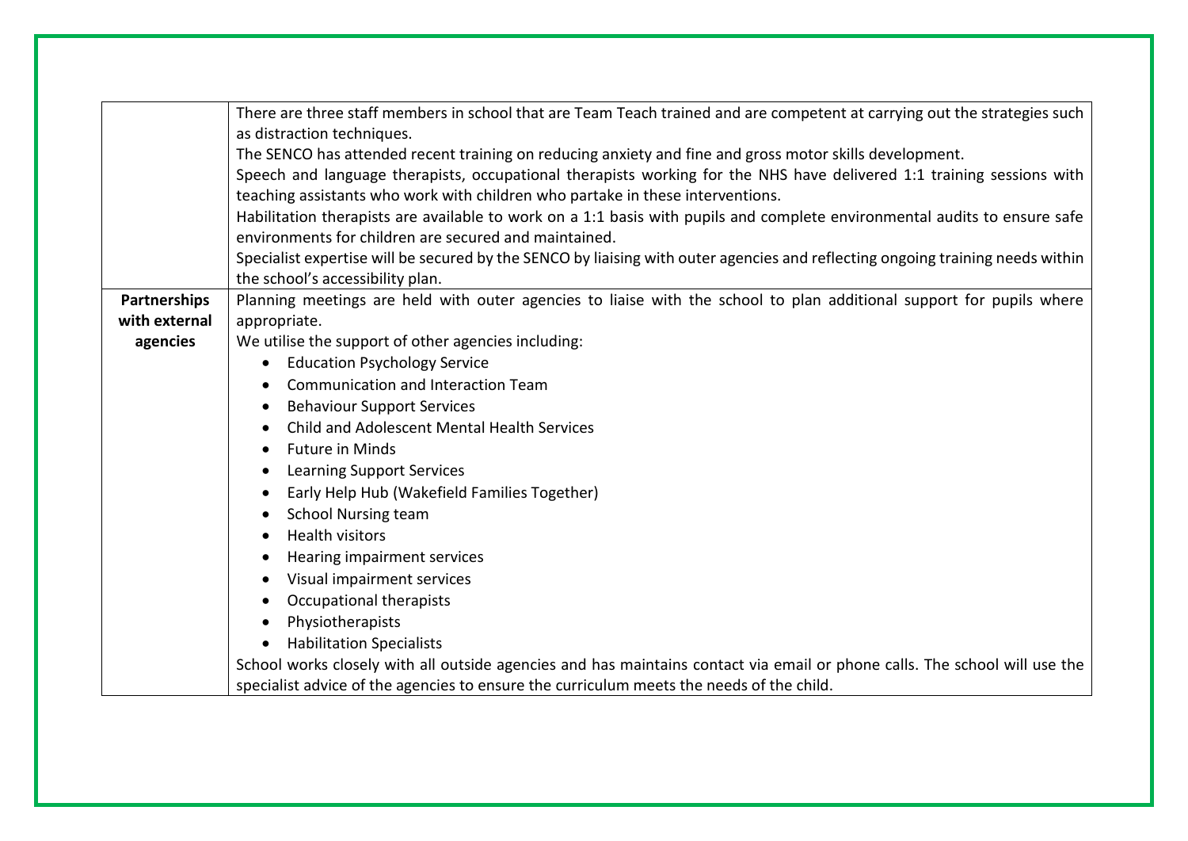| | |
|---|---|
| | There are three staff members in school that are Team Teach trained and are competent at carrying out the strategies such as distraction techniques.<br>The SENCO has attended recent training on reducing anxiety and fine and gross motor skills development.<br>Speech and language therapists, occupational therapists working for the NHS have delivered 1:1 training sessions with teaching assistants who work with children who partake in these interventions.<br>Habilitation therapists are available to work on a 1:1 basis with pupils and complete environmental audits to ensure safe environments for children are secured and maintained.<br>Specialist expertise will be secured by the SENCO by liaising with outer agencies and reflecting ongoing training needs within the school's accessibility plan. |
| **Partnerships with external agencies** | Planning meetings are held with outer agencies to liaise with the school to plan additional support for pupils where appropriate.<br>We utilise the support of other agencies including:<br>• Education Psychology Service<br>• Communication and Interaction Team<br>• Behaviour Support Services<br>• Child and Adolescent Mental Health Services<br>• Future in Minds<br>• Learning Support Services<br>• Early Help Hub (Wakefield Families Together)<br>• School Nursing team<br>• Health visitors<br>• Hearing impairment services<br>• Visual impairment services<br>• Occupational therapists<br>• Physiotherapists<br>• Habilitation Specialists<br>School works closely with all outside agencies and has maintains contact via email or phone calls. The school will use the specialist advice of the agencies to ensure the curriculum meets the needs of the child. |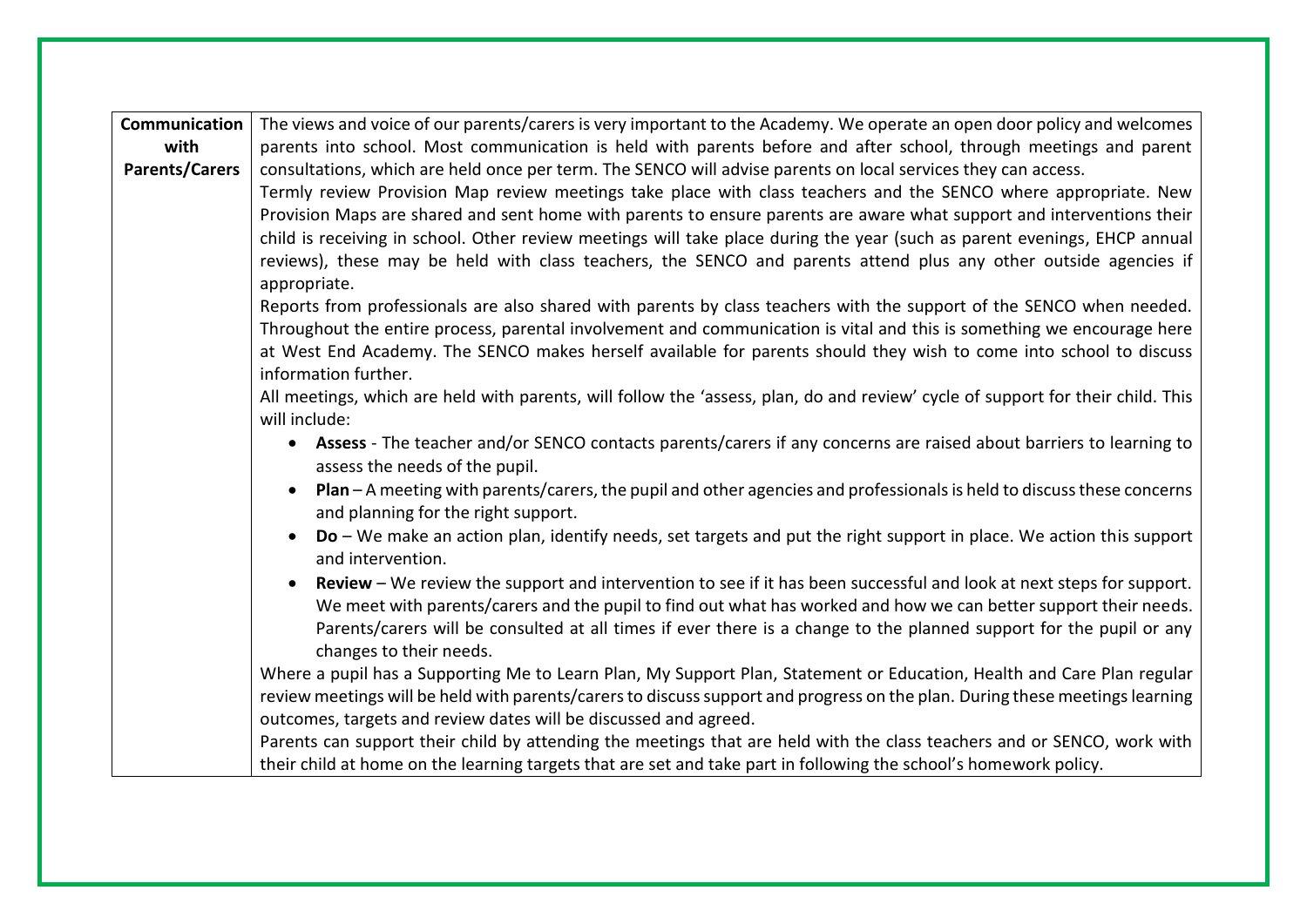| **Communication with Parents/Carers** | The views and voice of our parents/carers is very important to the Academy. We operate an open door policy and welcomes parents into school. Most communication is held with parents before and after school, through meetings and parent consultations, which are held once per term. The SENCO will advise parents on local services they can access.<br>Termly review Provision Map review meetings take place with class teachers and the SENCO where appropriate. New Provision Maps are shared and sent home with parents to ensure parents are aware what support and interventions their child is receiving in school. Other review meetings will take place during the year (such as parent evenings, EHCP annual reviews), these may be held with class teachers, the SENCO and parents attend plus any other outside agencies if appropriate.<br>Reports from professionals are also shared with parents by class teachers with the support of the SENCO when needed. Throughout the entire process, parental involvement and communication is vital and this is something we encourage here at West End Academy. The SENCO makes herself available for parents should they wish to come into school to discuss information further.<br>All meetings, which are held with parents, will follow the 'assess, plan, do and review' cycle of support for their child. This will include:<br>• **Assess** - The teacher and/or SENCO contacts parents/carers if any concerns are raised about barriers to learning to assess the needs of the pupil.<br>• **Plan** – A meeting with parents/carers, the pupil and other agencies and professionals is held to discuss these concerns and planning for the right support.<br>• **Do** – We make an action plan, identify needs, set targets and put the right support in place. We action this support and intervention.<br>• **Review** – We review the support and intervention to see if it has been successful and look at next steps for support. We meet with parents/carers and the pupil to find out what has worked and how we can better support their needs. Parents/carers will be consulted at all times if ever there is a change to the planned support for the pupil or any changes to their needs.<br>Where a pupil has a Supporting Me to Learn Plan, My Support Plan, Statement or Education, Health and Care Plan regular review meetings will be held with parents/carers to discuss support and progress on the plan. During these meetings learning outcomes, targets and review dates will be discussed and agreed.<br>Parents can support their child by attending the meetings that are held with the class teachers and or SENCO, work with their child at home on the learning targets that are set and take part in following the school's homework policy. |
|---|---|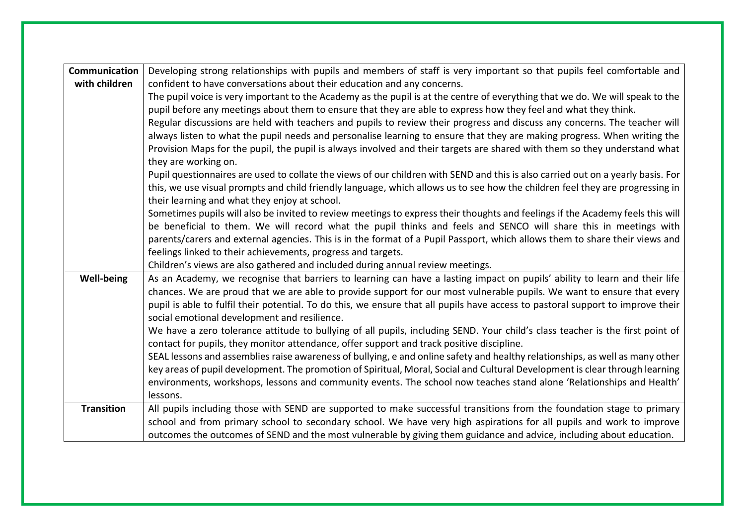| | |
|---|---|
| **Communication with children** | Developing strong relationships with pupils and members of staff is very important so that pupils feel comfortable and confident to have conversations about their education and any concerns.<br>The pupil voice is very important to the Academy as the pupil is at the centre of everything that we do. We will speak to the pupil before any meetings about them to ensure that they are able to express how they feel and what they think.<br>Regular discussions are held with teachers and pupils to review their progress and discuss any concerns. The teacher will always listen to what the pupil needs and personalise learning to ensure that they are making progress. When writing the Provision Maps for the pupil, the pupil is always involved and their targets are shared with them so they understand what they are working on.<br>Pupil questionnaires are used to collate the views of our children with SEND and this is also carried out on a yearly basis. For this, we use visual prompts and child friendly language, which allows us to see how the children feel they are progressing in their learning and what they enjoy at school.<br>Sometimes pupils will also be invited to review meetings to express their thoughts and feelings if the Academy feels this will be beneficial to them. We will record what the pupil thinks and feels and SENCO will share this in meetings with parents/carers and external agencies. This is in the format of a Pupil Passport, which allows them to share their views and feelings linked to their achievements, progress and targets.<br>Children's views are also gathered and included during annual review meetings. |
| **Well-being** | As an Academy, we recognise that barriers to learning can have a lasting impact on pupils' ability to learn and their life chances. We are proud that we are able to provide support for our most vulnerable pupils. We want to ensure that every pupil is able to fulfil their potential. To do this, we ensure that all pupils have access to pastoral support to improve their social emotional development and resilience.<br>We have a zero tolerance attitude to bullying of all pupils, including SEND. Your child's class teacher is the first point of contact for pupils, they monitor attendance, offer support and track positive discipline.<br>SEAL lessons and assemblies raise awareness of bullying, e and online safety and healthy relationships, as well as many other key areas of pupil development. The promotion of Spiritual, Moral, Social and Cultural Development is clear through learning environments, workshops, lessons and community events. The school now teaches stand alone 'Relationships and Health' lessons. |
| **Transition** | All pupils including those with SEND are supported to make successful transitions from the foundation stage to primary school and from primary school to secondary school. We have very high aspirations for all pupils and work to improve outcomes the outcomes of SEND and the most vulnerable by giving them guidance and advice, including about education. |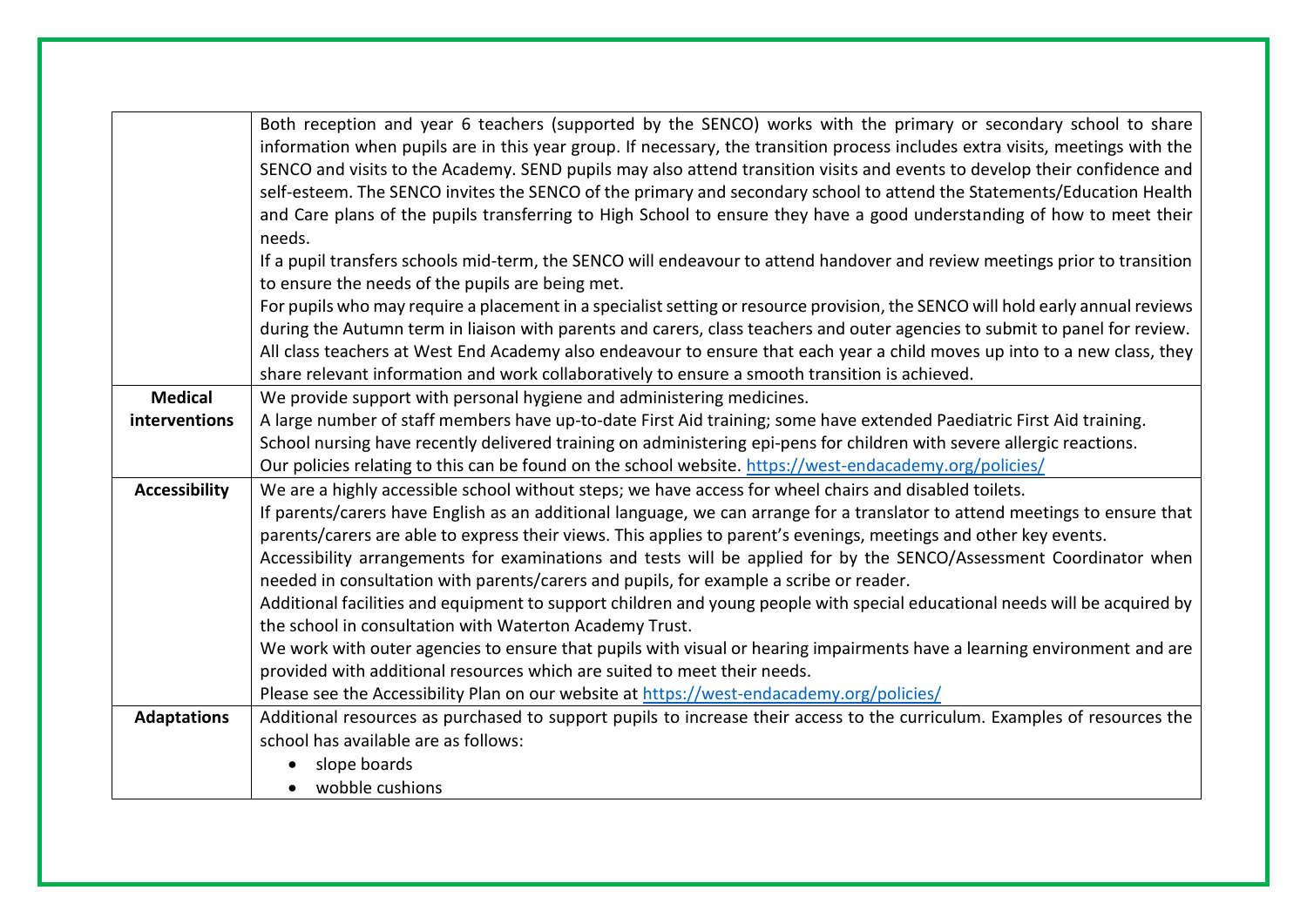| | |
|---|---|
| | Both reception and year 6 teachers (supported by the SENCO) works with the primary or secondary school to share information when pupils are in this year group. If necessary, the transition process includes extra visits, meetings with the SENCO and visits to the Academy. SEND pupils may also attend transition visits and events to develop their confidence and self-esteem. The SENCO invites the SENCO of the primary and secondary school to attend the Statements/Education Health and Care plans of the pupils transferring to High School to ensure they have a good understanding of how to meet their needs.<br>If a pupil transfers schools mid-term, the SENCO will endeavour to attend handover and review meetings prior to transition to ensure the needs of the pupils are being met.<br>For pupils who may require a placement in a specialist setting or resource provision, the SENCO will hold early annual reviews during the Autumn term in liaison with parents and carers, class teachers and outer agencies to submit to panel for review.<br>All class teachers at West End Academy also endeavour to ensure that each year a child moves up into to a new class, they share relevant information and work collaboratively to ensure a smooth transition is achieved. |
| **Medical interventions** | We provide support with personal hygiene and administering medicines.<br>A large number of staff members have up-to-date First Aid training; some have extended Paediatric First Aid training.<br>School nursing have recently delivered training on administering epi-pens for children with severe allergic reactions.<br>Our policies relating to this can be found on the school website. [https://west-endacademy.org/policies/](https://west-endacademy.org/policies/) |
| **Accessibility** | We are a highly accessible school without steps; we have access for wheel chairs and disabled toilets.<br>If parents/carers have English as an additional language, we can arrange for a translator to attend meetings to ensure that parents/carers are able to express their views. This applies to parent's evenings, meetings and other key events.<br>Accessibility arrangements for examinations and tests will be applied for by the SENCO/Assessment Coordinator when needed in consultation with parents/carers and pupils, for example a scribe or reader.<br>Additional facilities and equipment to support children and young people with special educational needs will be acquired by the school in consultation with Waterton Academy Trust.<br>We work with outer agencies to ensure that pupils with visual or hearing impairments have a learning environment and are provided with additional resources which are suited to meet their needs.<br>Please see the Accessibility Plan on our website at [https://west-endacademy.org/policies/](https://west-endacademy.org/policies/) |
| **Adaptations** | Additional resources as purchased to support pupils to increase their access to the curriculum. Examples of resources the school has available are as follows:<br>• slope boards<br>• wobble cushions |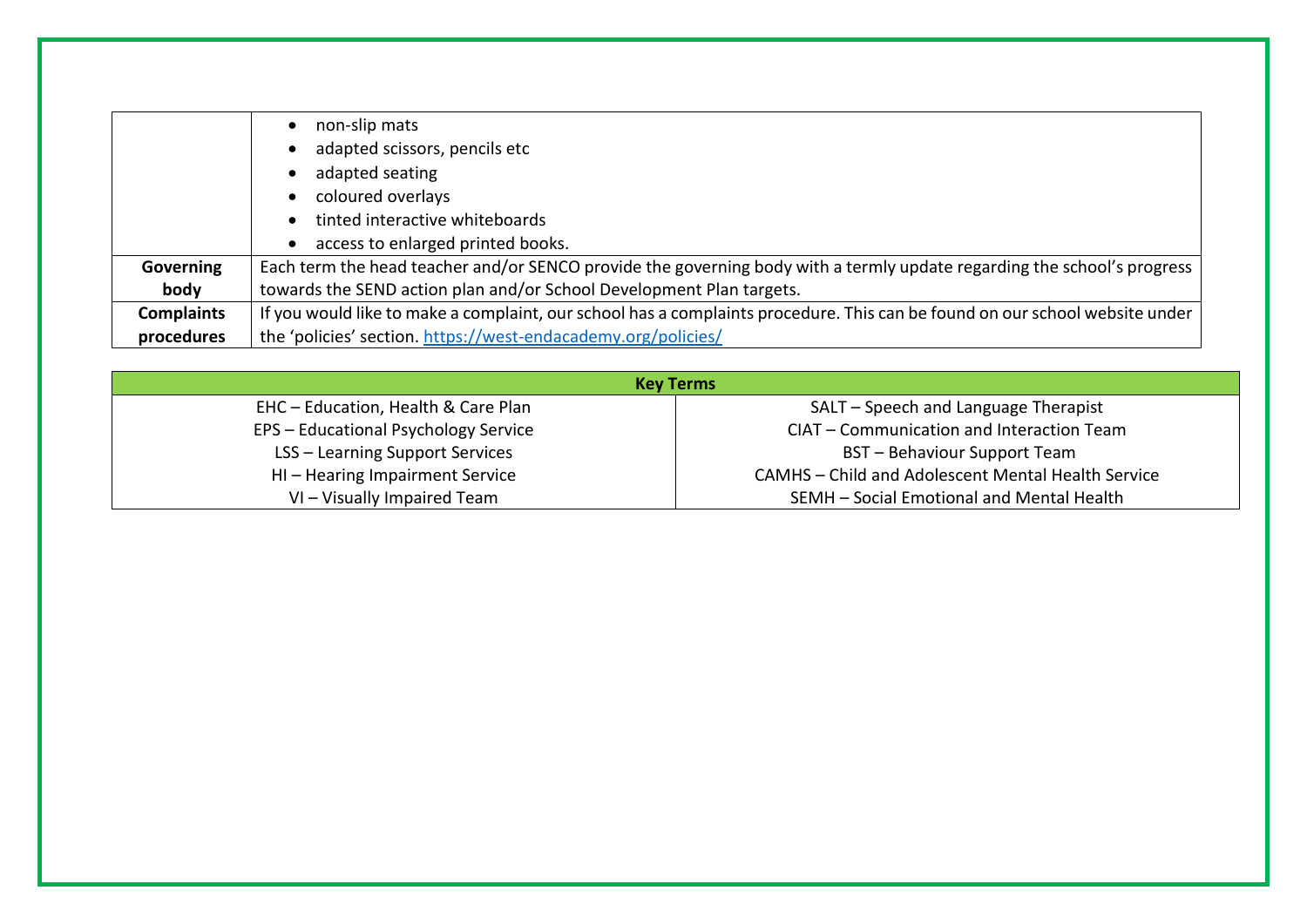| | |
|---|---|
| | • non-slip mats<br>• adapted scissors, pencils etc<br>• adapted seating<br>• coloured overlays<br>• tinted interactive whiteboards<br>• access to enlarged printed books. |
| **Governing body** | Each term the head teacher and/or SENCO provide the governing body with a termly update regarding the school's progress towards the SEND action plan and/or School Development Plan targets. |
| **Complaints procedures** | If you would like to make a complaint, our school has a complaints procedure. This can be found on our school website under the 'policies' section. [https://west-endacademy.org/policies/](https://west-endacademy.org/policies/) |

| **Key Terms** | |
|---|---|
| EHC – Education, Health & Care Plan | SALT – Speech and Language Therapist |
| EPS – Educational Psychology Service | CIAT – Communication and Interaction Team |
| LSS – Learning Support Services | BST – Behaviour Support Team |
| HI – Hearing Impairment Service | CAMHS – Child and Adolescent Mental Health Service |
| VI – Visually Impaired Team | SEMH – Social Emotional and Mental Health |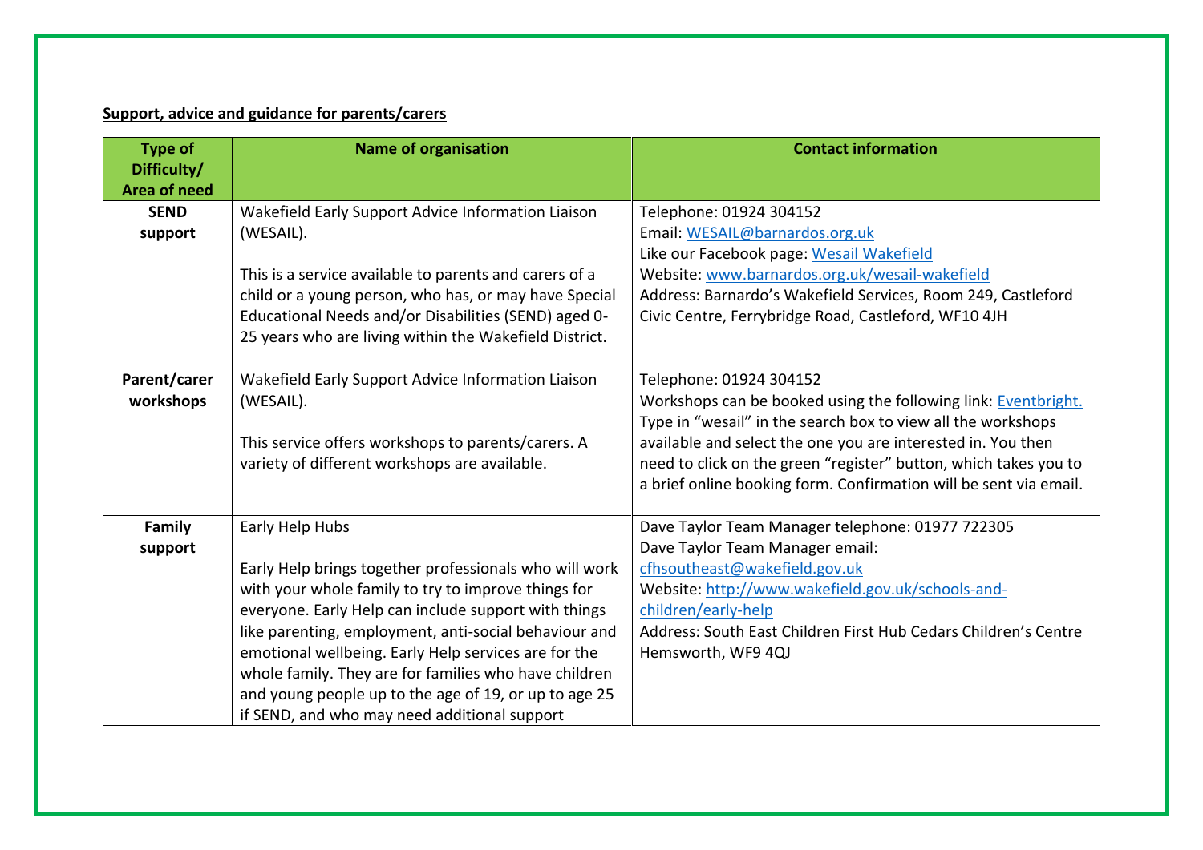**Support, advice and guidance for parents/carers**

| Type of Difficulty/ Area of need | Name of organisation | Contact information |
|---|---|---|
| **SEND support** | Wakefield Early Support Advice Information Liaison (WESAIL).<br><br>This is a service available to parents and carers of a child or a young person, who has, or may have Special Educational Needs and/or Disabilities (SEND) aged 0-25 years who are living within the Wakefield District. | Telephone: 01924 304152<br>Email: WESAIL@barnardos.org.uk<br>Like our Facebook page: Wesail Wakefield<br>Website: www.barnardos.org.uk/wesail-wakefield<br>Address: Barnardo's Wakefield Services, Room 249, Castleford Civic Centre, Ferrybridge Road, Castleford, WF10 4JH |
| **Parent/carer workshops** | Wakefield Early Support Advice Information Liaison (WESAIL).<br><br>This service offers workshops to parents/carers. A variety of different workshops are available. | Telephone: 01924 304152<br>Workshops can be booked using the following link: Eventbright. Type in "wesail" in the search box to view all the workshops available and select the one you are interested in. You then need to click on the green "register" button, which takes you to a brief online booking form. Confirmation will be sent via email. |
| **Family support** | Early Help Hubs<br><br>Early Help brings together professionals who will work with your whole family to try to improve things for everyone. Early Help can include support with things like parenting, employment, anti-social behaviour and emotional wellbeing. Early Help services are for the whole family. They are for families who have children and young people up to the age of 19, or up to age 25 if SEND, and who may need additional support | Dave Taylor Team Manager telephone: 01977 722305<br>Dave Taylor Team Manager email: cfhsoutheast@wakefield.gov.uk<br>Website: http://www.wakefield.gov.uk/schools-and-children/early-help<br>Address: South East Children First Hub Cedars Children's Centre Hemsworth, WF9 4QJ |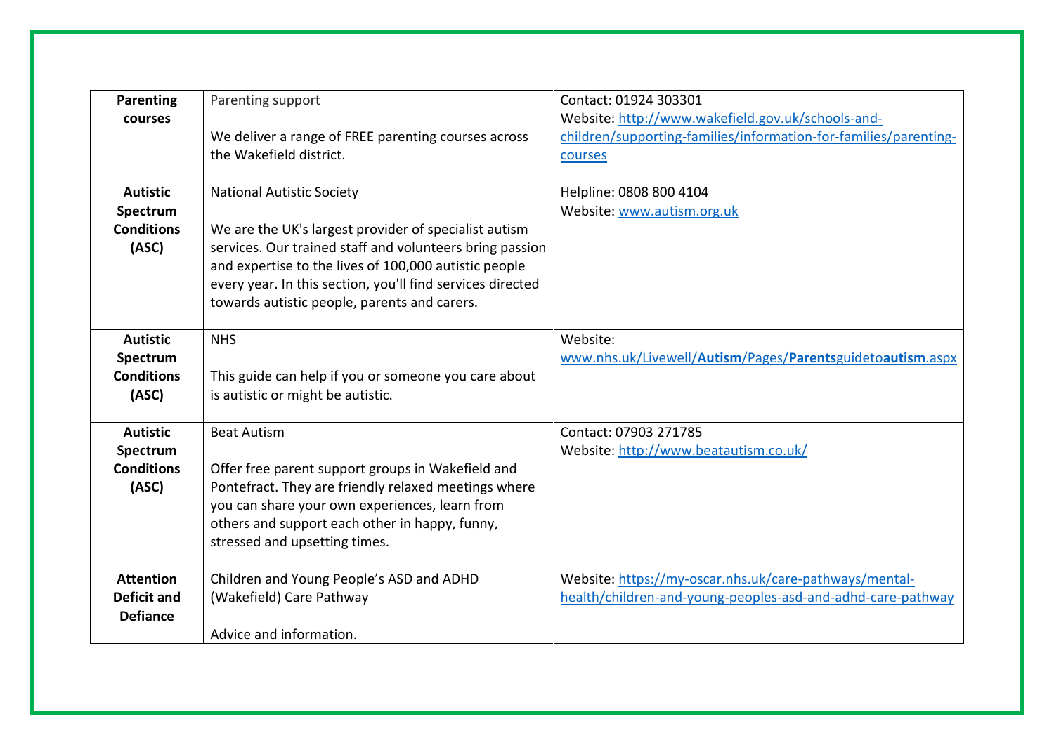| | | |
|---|---|---|
| **Parenting courses** | Parenting support<br><br>We deliver a range of FREE parenting courses across the Wakefield district. | Contact: 01924 303301<br>Website: http://www.wakefield.gov.uk/schools-and-children/supporting-families/information-for-families/parenting-courses |
| **Autistic Spectrum Conditions (ASC)** | National Autistic Society<br><br>We are the UK's largest provider of specialist autism services. Our trained staff and volunteers bring passion and expertise to the lives of 100,000 autistic people every year. In this section, you'll find services directed towards autistic people, parents and carers. | Helpline: 0808 800 4104<br>Website: www.autism.org.uk |
| **Autistic Spectrum Conditions (ASC)** | NHS<br><br>This guide can help if you or someone you care about is autistic or might be autistic. | Website: www.nhs.uk/Livewell/**Autism**/Pages/**Parents**guideto**autism**.aspx |
| **Autistic Spectrum Conditions (ASC)** | Beat Autism<br><br>Offer free parent support groups in Wakefield and Pontefract. They are friendly relaxed meetings where you can share your own experiences, learn from others and support each other in happy, funny, stressed and upsetting times. | Contact: 07903 271785<br>Website: http://www.beatautism.co.uk/ |
| **Attention Deficit and Defiance** | Children and Young People's ASD and ADHD (Wakefield) Care Pathway<br><br>Advice and information. | Website: https://my-oscar.nhs.uk/care-pathways/mental-health/children-and-young-peoples-asd-and-adhd-care-pathway |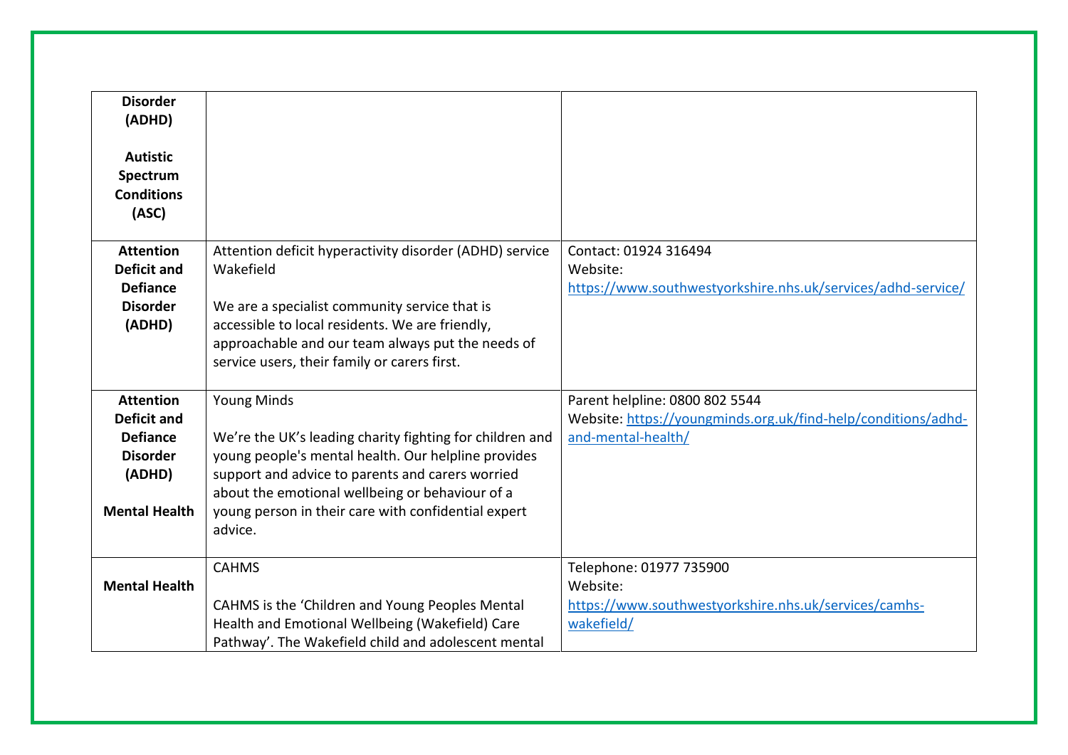| | | |
|---|---|---|
| **Disorder (ADHD)**<br><br>**Autistic Spectrum Conditions (ASC)** | | |
| **Attention Deficit and Defiance Disorder (ADHD)** | Attention deficit hyperactivity disorder (ADHD) service Wakefield<br><br>We are a specialist community service that is accessible to local residents. We are friendly, approachable and our team always put the needs of service users, their family or carers first. | Contact: 01924 316494<br>Website: https://www.southwestyorkshire.nhs.uk/services/adhd-service/ |
| **Attention Deficit and Defiance Disorder (ADHD)**<br><br>**Mental Health** | Young Minds<br><br>We're the UK's leading charity fighting for children and young people's mental health. Our helpline provides support and advice to parents and carers worried about the emotional wellbeing or behaviour of a young person in their care with confidential expert advice. | Parent helpline: 0800 802 5544<br>Website: https://youngminds.org.uk/find-help/conditions/adhd-and-mental-health/ |
| **Mental Health** | CAHMS<br><br>CAHMS is the 'Children and Young Peoples Mental Health and Emotional Wellbeing (Wakefield) Care Pathway'. The Wakefield child and adolescent mental | Telephone: 01977 735900<br>Website: https://www.southwestyorkshire.nhs.uk/services/camhs-wakefield/ |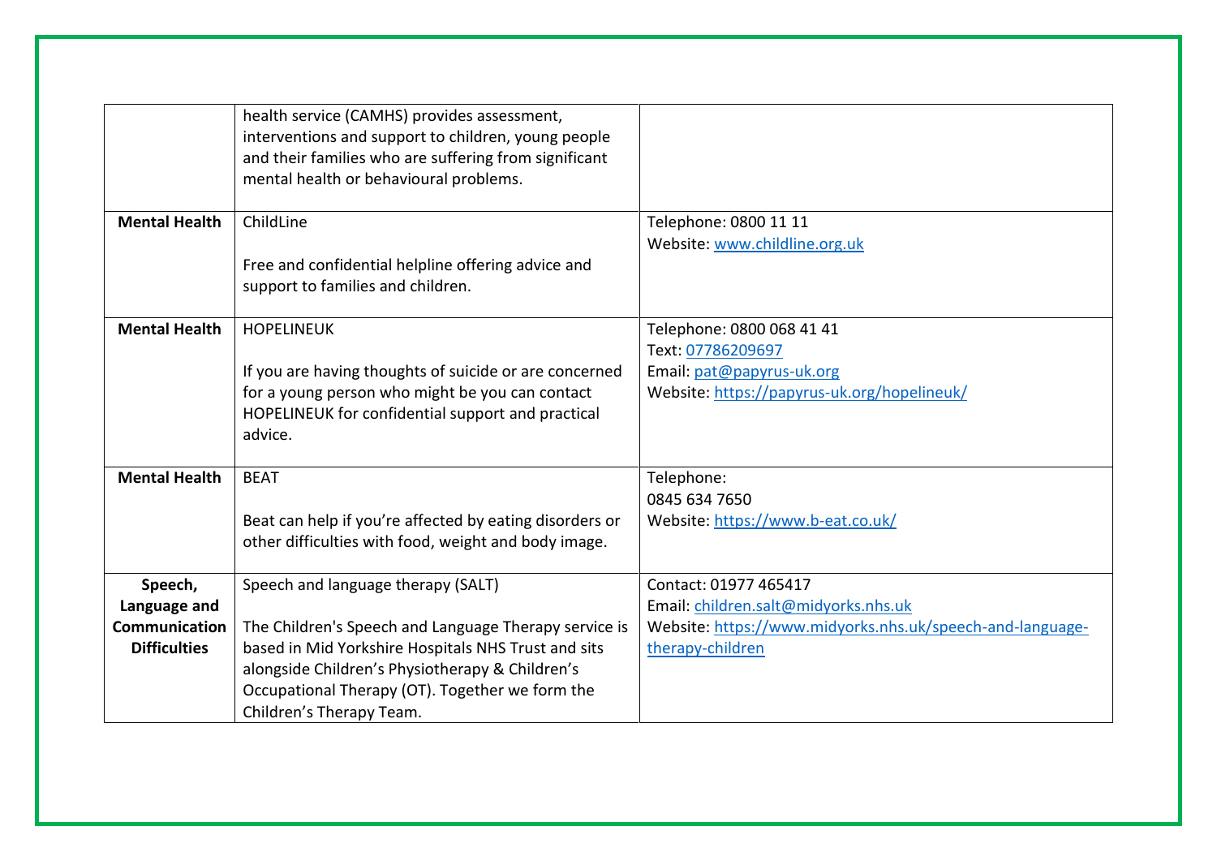| | | |
|---|---|---|
| | health service (CAMHS) provides assessment, interventions and support to children, young people and their families who are suffering from significant mental health or behavioural problems. | |
| **Mental Health** | ChildLine<br><br>Free and confidential helpline offering advice and support to families and children. | Telephone: 0800 11 11<br>Website: www.childline.org.uk |
| **Mental Health** | HOPELINEUK<br><br>If you are having thoughts of suicide or are concerned for a young person who might be you can contact HOPELINEUK for confidential support and practical advice. | Telephone: 0800 068 41 41<br>Text: 07786209697<br>Email: pat@papyrus-uk.org<br>Website: https://papyrus-uk.org/hopelineuk/ |
| **Mental Health** | BEAT<br><br>Beat can help if you're affected by eating disorders or other difficulties with food, weight and body image. | Telephone:<br>0845 634 7650<br>Website: https://www.b-eat.co.uk/ |
| **Speech, Language and Communication Difficulties** | Speech and language therapy (SALT)<br><br>The Children's Speech and Language Therapy service is based in Mid Yorkshire Hospitals NHS Trust and sits alongside Children's Physiotherapy & Children's Occupational Therapy (OT). Together we form the Children's Therapy Team. | Contact: 01977 465417<br>Email: children.salt@midyorks.nhs.uk<br>Website: https://www.midyorks.nhs.uk/speech-and-language-therapy-children |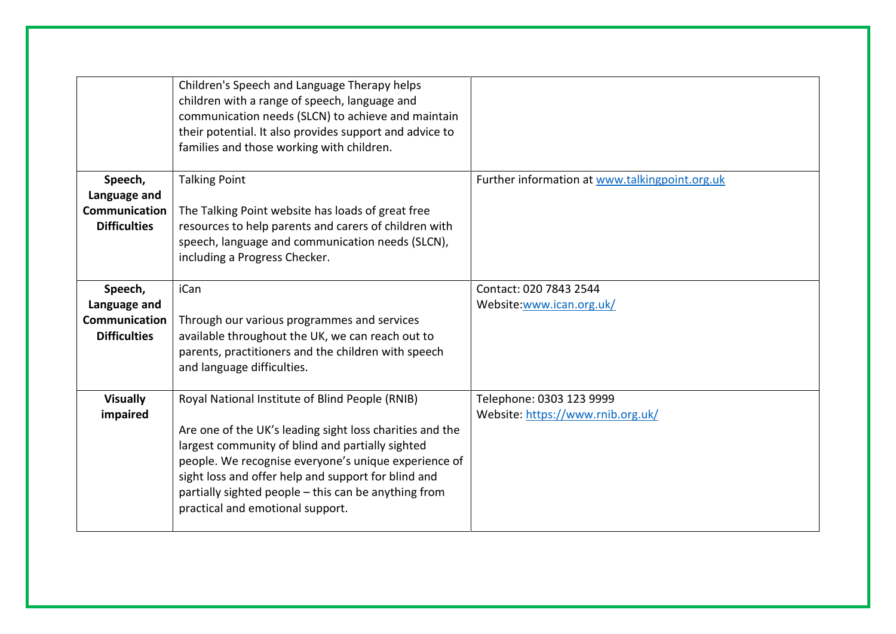| | | |
|---|---|---|
| | Children's Speech and Language Therapy helps children with a range of speech, language and communication needs (SLCN) to achieve and maintain their potential. It also provides support and advice to families and those working with children. | |
| **Speech, Language and Communication Difficulties** | Talking Point<br><br>The Talking Point website has loads of great free resources to help parents and carers of children with speech, language and communication needs (SLCN), including a Progress Checker. | Further information at www.talkingpoint.org.uk |
| **Speech, Language and Communication Difficulties** | iCan<br><br>Through our various programmes and services available throughout the UK, we can reach out to parents, practitioners and the children with speech and language difficulties. | Contact: 020 7843 2544<br>Website:www.ican.org.uk/ |
| **Visually impaired** | Royal National Institute of Blind People (RNIB)<br><br>Are one of the UK's leading sight loss charities and the largest community of blind and partially sighted people. We recognise everyone's unique experience of sight loss and offer help and support for blind and partially sighted people – this can be anything from practical and emotional support. | Telephone: 0303 123 9999<br>Website: https://www.rnib.org.uk/ |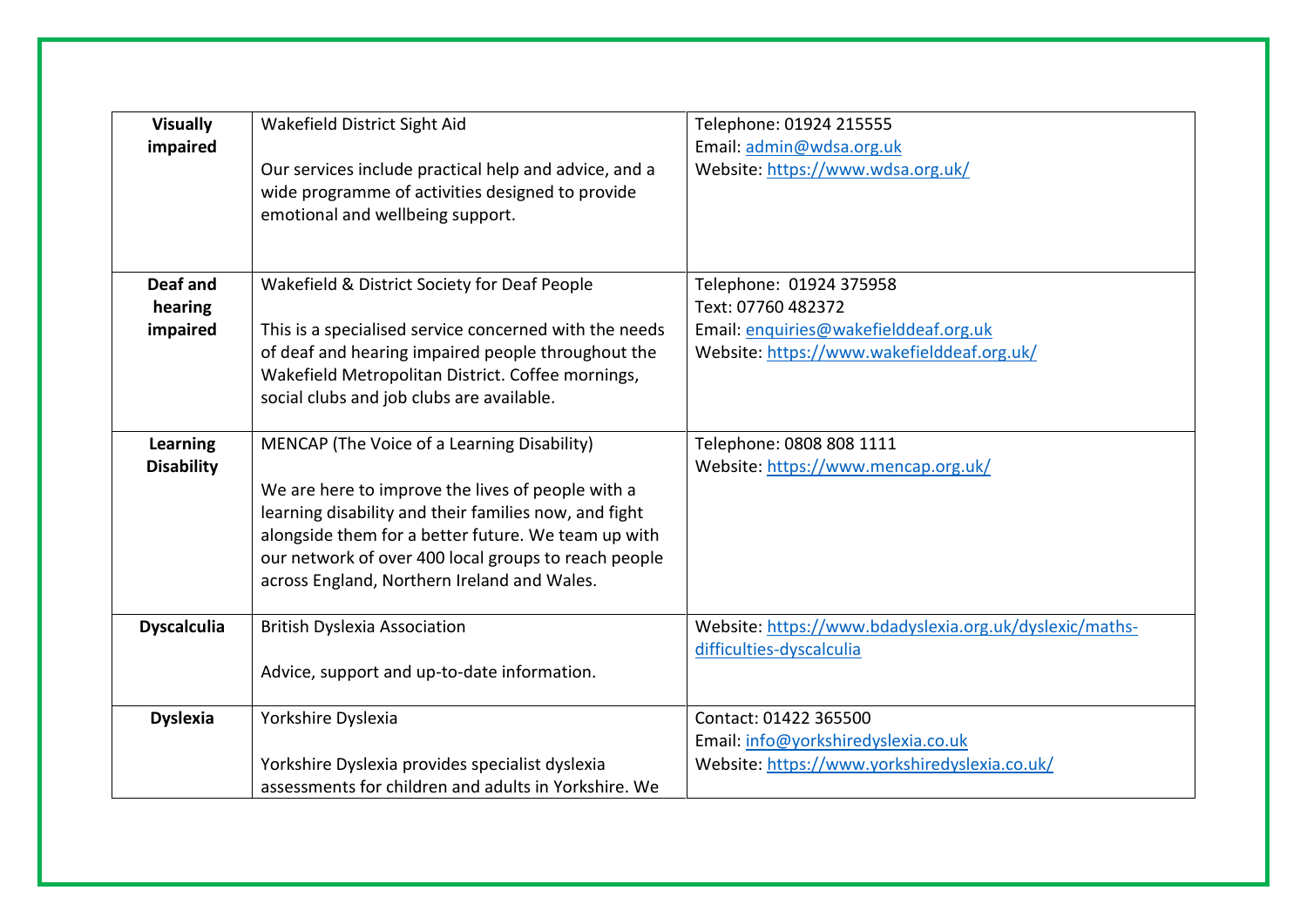| **Visually impaired** | Wakefield District Sight Aid<br><br>Our services include practical help and advice, and a wide programme of activities designed to provide emotional and wellbeing support. | Telephone: 01924 215555<br>Email: admin@wdsa.org.uk<br>Website: https://www.wdsa.org.uk/ |
|---|---|---|
| **Deaf and hearing impaired** | Wakefield & District Society for Deaf People<br><br>This is a specialised service concerned with the needs of deaf and hearing impaired people throughout the Wakefield Metropolitan District. Coffee mornings, social clubs and job clubs are available. | Telephone: 01924 375958<br>Text: 07760 482372<br>Email: enquiries@wakefielddeaf.org.uk<br>Website: https://www.wakefielddeaf.org.uk/ |
| **Learning Disability** | MENCAP (The Voice of a Learning Disability)<br><br>We are here to improve the lives of people with a learning disability and their families now, and fight alongside them for a better future. We team up with our network of over 400 local groups to reach people across England, Northern Ireland and Wales. | Telephone: 0808 808 1111<br>Website: https://www.mencap.org.uk/ |
| **Dyscalculia** | British Dyslexia Association<br><br>Advice, support and up-to-date information. | Website: https://www.bdadyslexia.org.uk/dyslexic/maths-difficulties-dyscalculia |
| **Dyslexia** | Yorkshire Dyslexia<br><br>Yorkshire Dyslexia provides specialist dyslexia assessments for children and adults in Yorkshire. We | Contact: 01422 365500<br>Email: info@yorkshiredyslexia.co.uk<br>Website: https://www.yorkshiredyslexia.co.uk/ |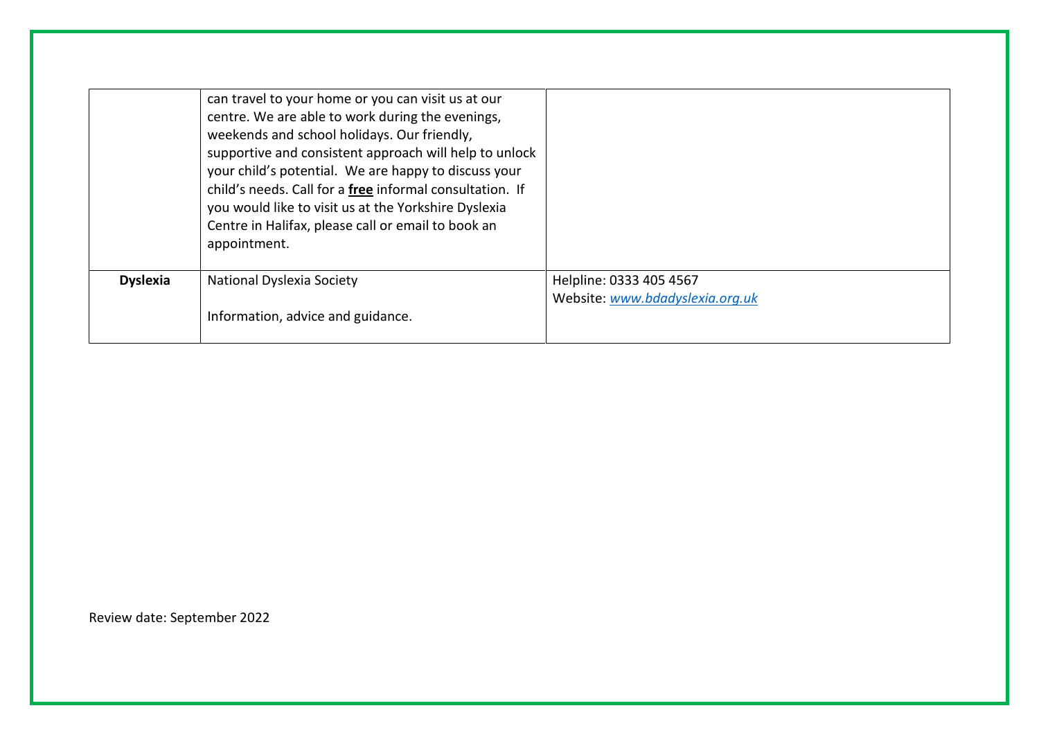| | | |
|---|---|---|
| | can travel to your home or you can visit us at our centre. We are able to work during the evenings, weekends and school holidays. Our friendly, supportive and consistent approach will help to unlock your child's potential. We are happy to discuss your child's needs. Call for a **free** informal consultation. If you would like to visit us at the Yorkshire Dyslexia Centre in Halifax, please call or email to book an appointment. | |
| **Dyslexia** | National Dyslexia Society<br><br>Information, advice and guidance. | Helpline: 0333 405 4567<br>Website: *www.bdadyslexia.org.uk* |

Review date: September 2022